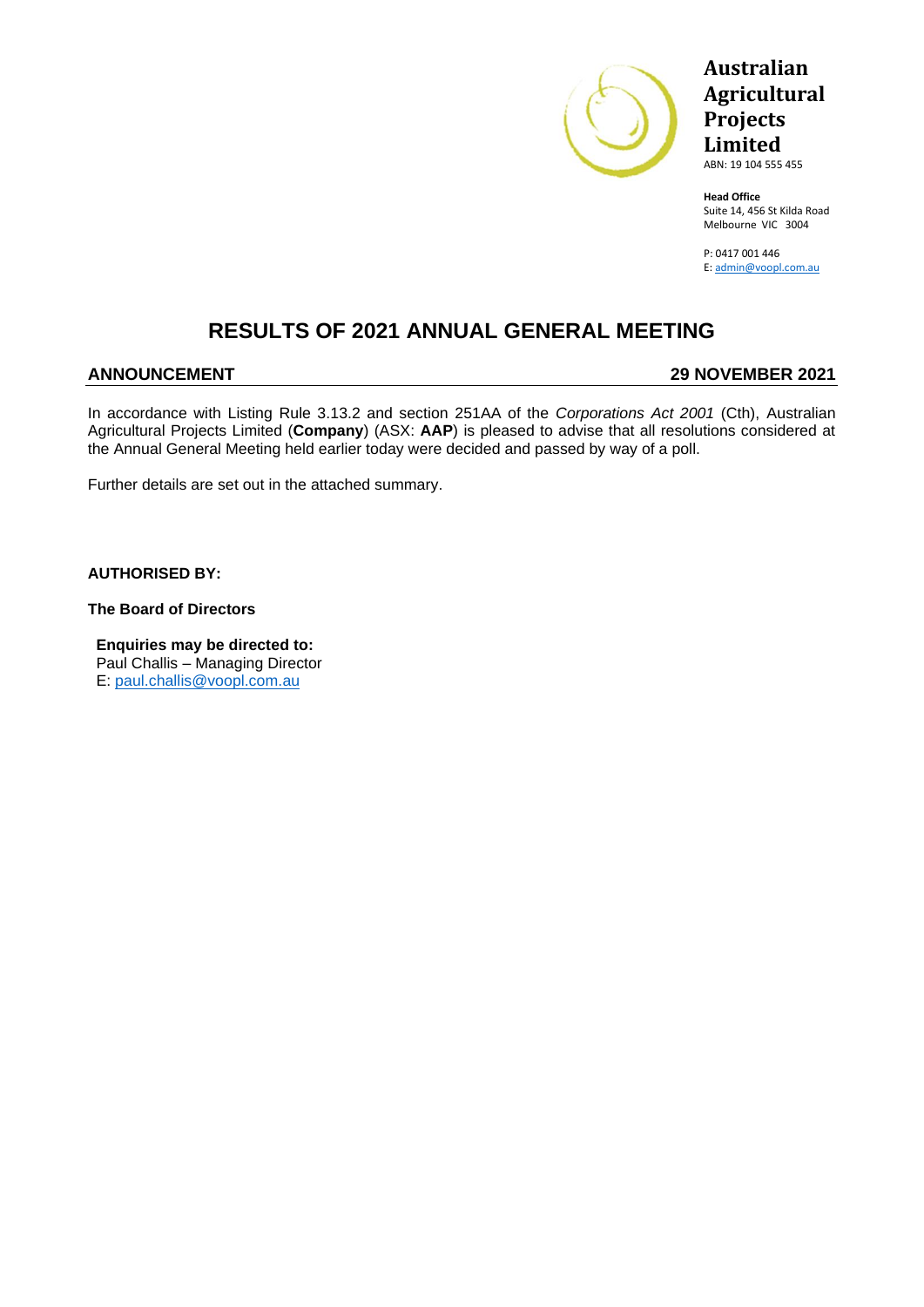**Australian Agricultural Projects Limited**
ABN: 19 104 555 455

**Head Office**
Suite 14, 456 St Kilda Road
Melbourne VIC 3004

P: 0417 001 446
E: admin@voopl.com.au

# RESULTS OF 2021 ANNUAL GENERAL MEETING

**ANNOUNCEMENT** **29 NOVEMBER 2021**

In accordance with Listing Rule 3.13.2 and section 251AA of the *Corporations Act 2001* (Cth), Australian Agricultural Projects Limited (**Company**) (ASX: **AAP**) is pleased to advise that all resolutions considered at the Annual General Meeting held earlier today were decided and passed by way of a poll.

Further details are set out in the attached summary.

**AUTHORISED BY:**

**The Board of Directors**

**Enquiries may be directed to:**
Paul Challis – Managing Director
E: paul.challis@voopl.com.au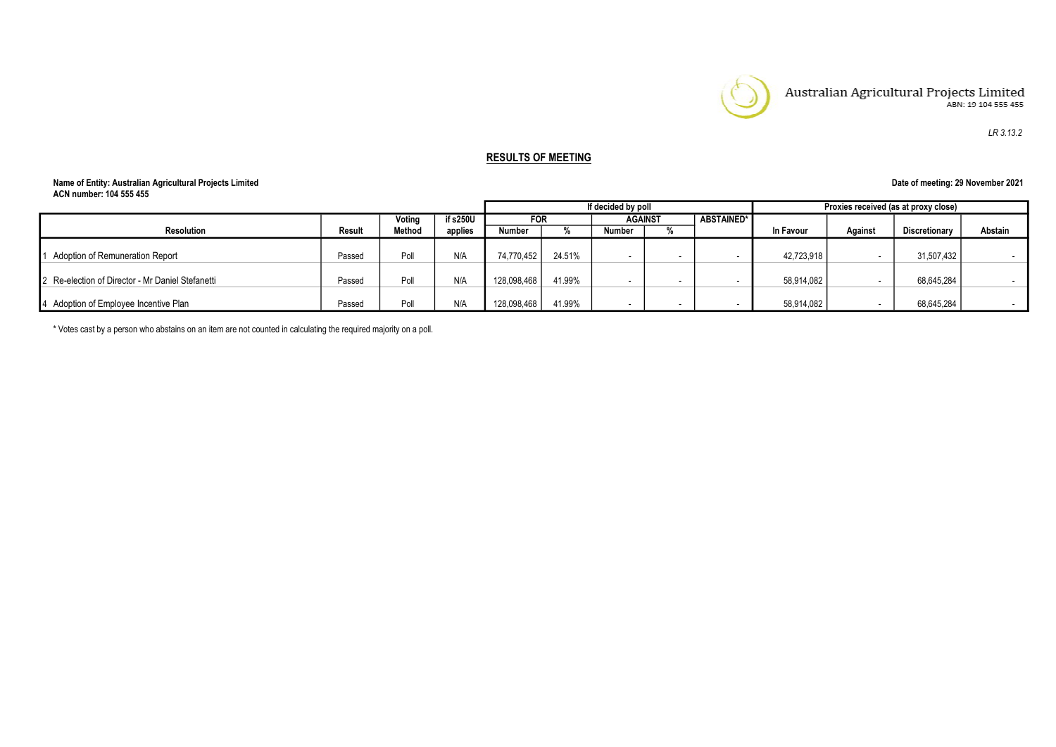Australian Agricultural Projects Limited
ABN: 19 104 555 455

*LR 3.13.2*

## RESULTS OF MEETING

**Name of Entity: Australian Agricultural Projects Limited**
**ACN number: 104 555 455**

**Date of meeting: 29 November 2021**

| | | | | If decided by poll | | | | | Proxies received (as at proxy close) | | | |
|---|---|---|---|---|---|---|---|---|---|---|---|---|
| | | Voting | if s250U | FOR | | AGAINST | | ABSTAINED* | | | | |
| Resolution | Result | Method | applies | Number | % | Number | % | | In Favour | Against | Discretionary | Abstain |
| 1 Adoption of Remuneration Report | Passed | Poll | N/A | 74,770,452 | 24.51% | - | - | - | 42,723,918 | - | 31,507,432 | - |
| 2 Re-election of Director - Mr Daniel Stefanetti | Passed | Poll | N/A | 128,098,468 | 41.99% | - | - | - | 58,914,082 | - | 68,645,284 | - |
| 4 Adoption of Employee Incentive Plan | Passed | Poll | N/A | 128,098,468 | 41.99% | - | - | - | 58,914,082 | - | 68,645,284 | - |

* Votes cast by a person who abstains on an item are not counted in calculating the required majority on a poll.